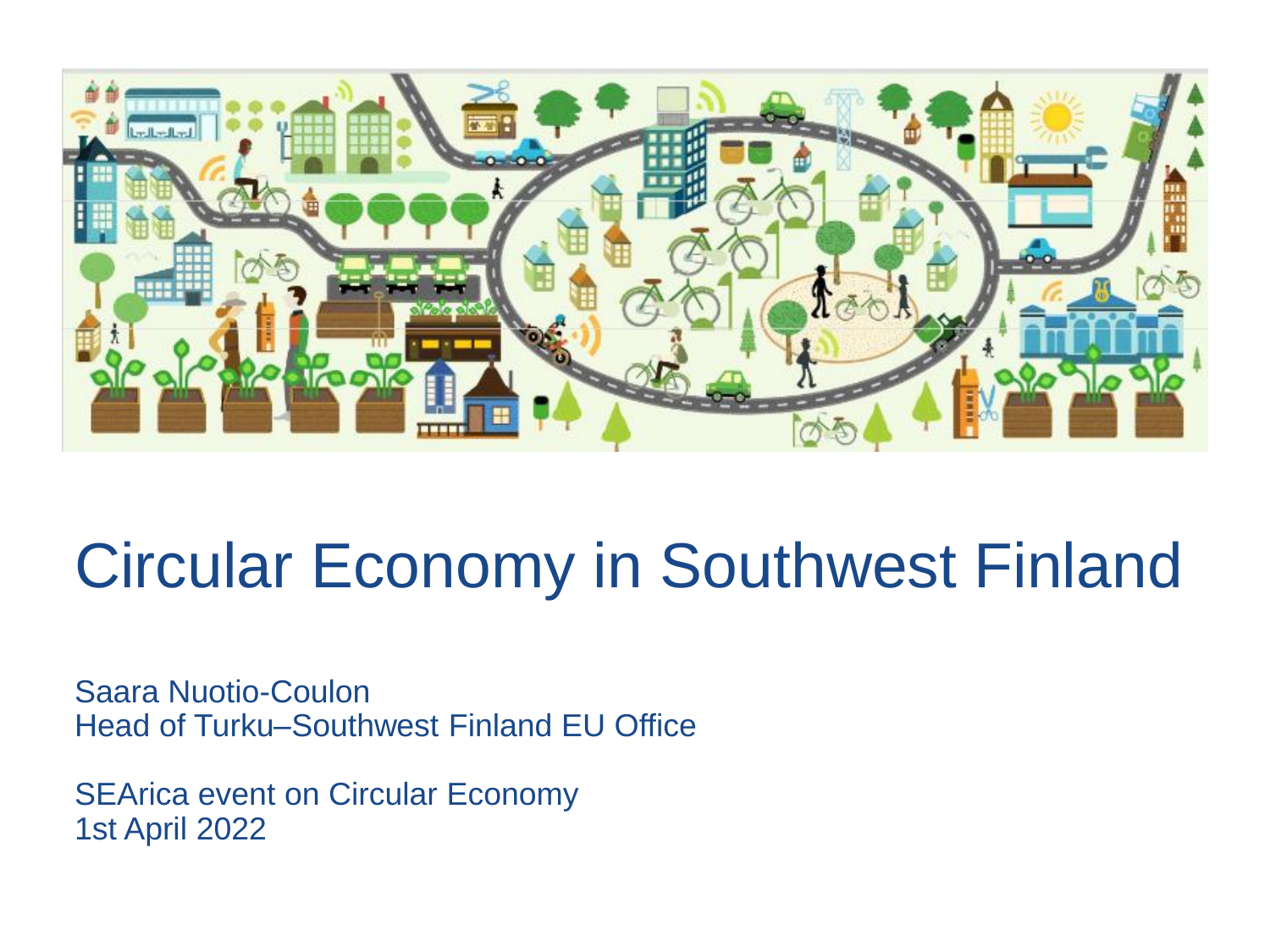# Circular Economy in Southwest Finland

Saara Nuotio-Coulon
Head of Turku–Southwest Finland EU Office

SEArica event on Circular Economy
1st April 2022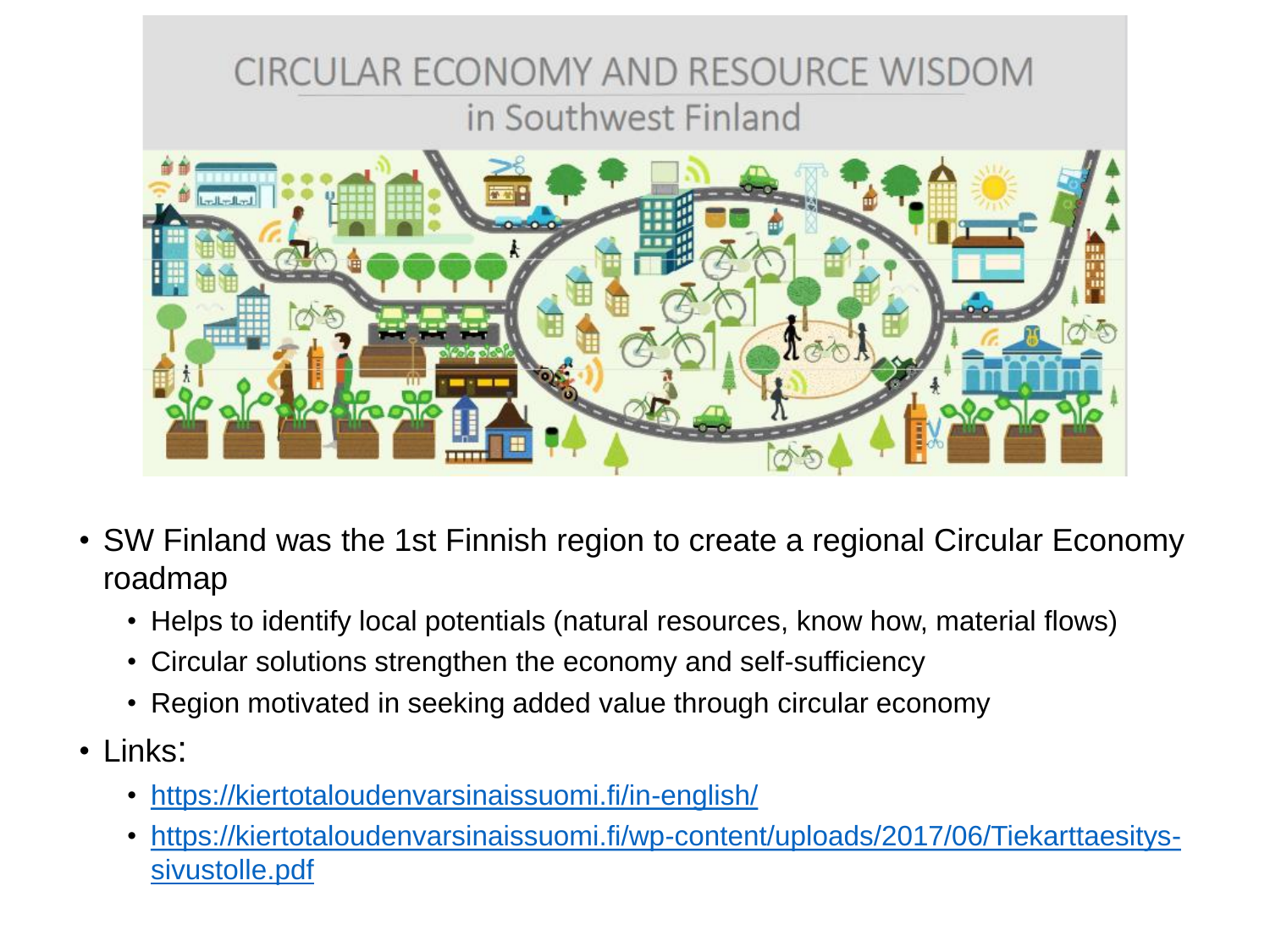# CIRCULAR ECONOMY AND RESOURCE WISDOM
## in Southwest Finland

- SW Finland was the 1st Finnish region to create a regional Circular Economy roadmap
  - Helps to identify local potentials (natural resources, know how, material flows)
  - Circular solutions strengthen the economy and self-sufficiency
  - Region motivated in seeking added value through circular economy
- Links:
  - https://kiertotaloudenvarsinaissuomi.fi/in-english/
  - https://kiertotaloudenvarsinaissuomi.fi/wp-content/uploads/2017/06/Tiekarttaesitys-sivustolle.pdf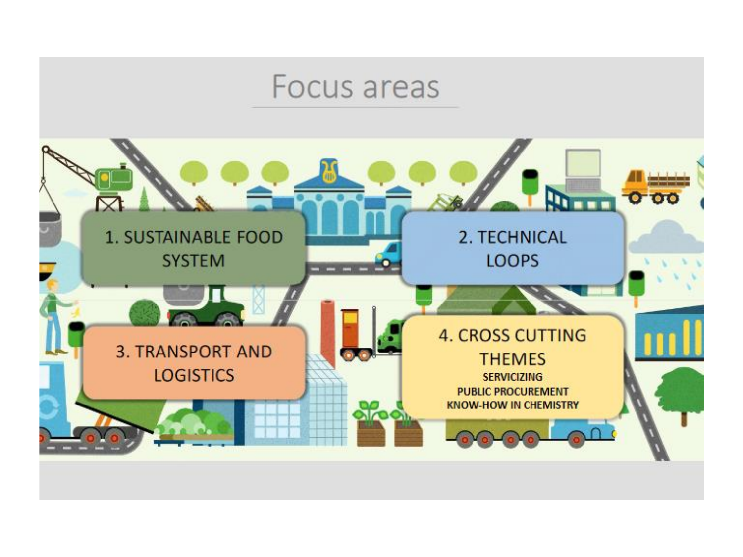# Focus areas

1. SUSTAINABLE FOOD SYSTEM

2. TECHNICAL LOOPS

3. TRANSPORT AND LOGISTICS

4. CROSS CUTTING THEMES
   - SERVICIZING
   - PUBLIC PROCUREMENT
   - KNOW-HOW IN CHEMISTRY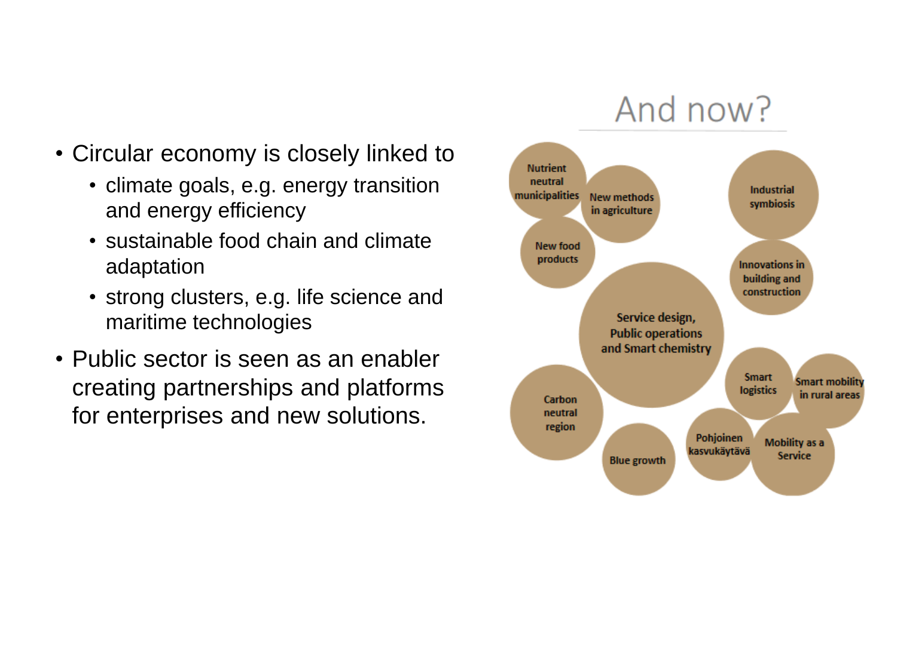- Circular economy is closely linked to
  - climate goals, e.g. energy transition and energy efficiency
  - sustainable food chain and climate adaptation
  - strong clusters, e.g. life science and maritime technologies
- Public sector is seen as an enabler creating partnerships and platforms for enterprises and new solutions.

## And now?

- Nutrient neutral municipalities
- New methods in agriculture
- Industrial symbiosis
- New food products
- Innovations in building and construction
- Service design, Public operations and Smart chemistry
- Smart logistics
- Smart mobility in rural areas
- Carbon neutral region
- Blue growth
- Pohjoinen kasvukäytävä
- Mobility as a Service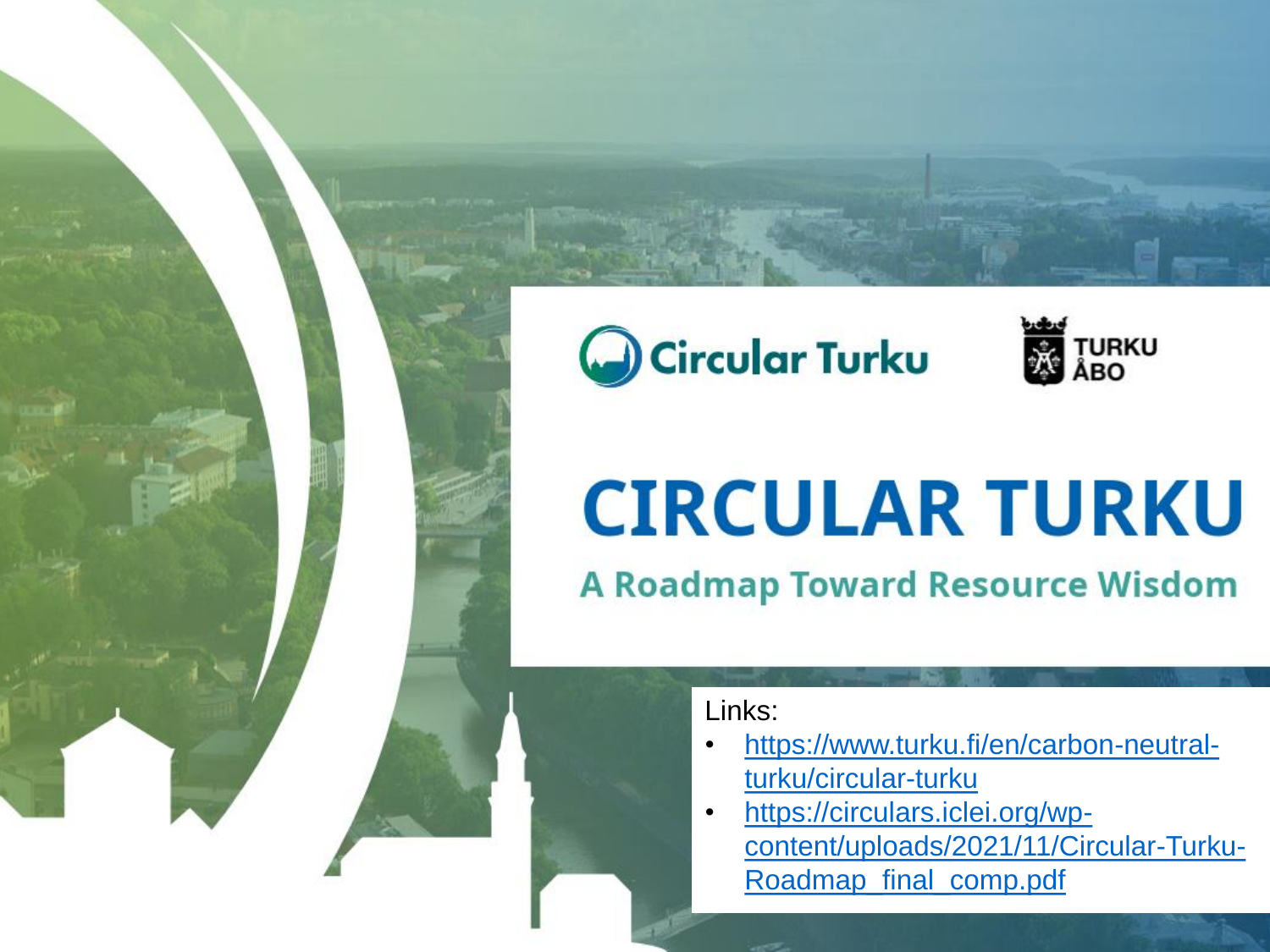Circular Turku

TURKU
ÅBO

# CIRCULAR TURKU

## A Roadmap Toward Resource Wisdom

Links:

- https://www.turku.fi/en/carbon-neutral-turku/circular-turku
- https://circulars.iclei.org/wp-content/uploads/2021/11/Circular-Turku-Roadmap_final_comp.pdf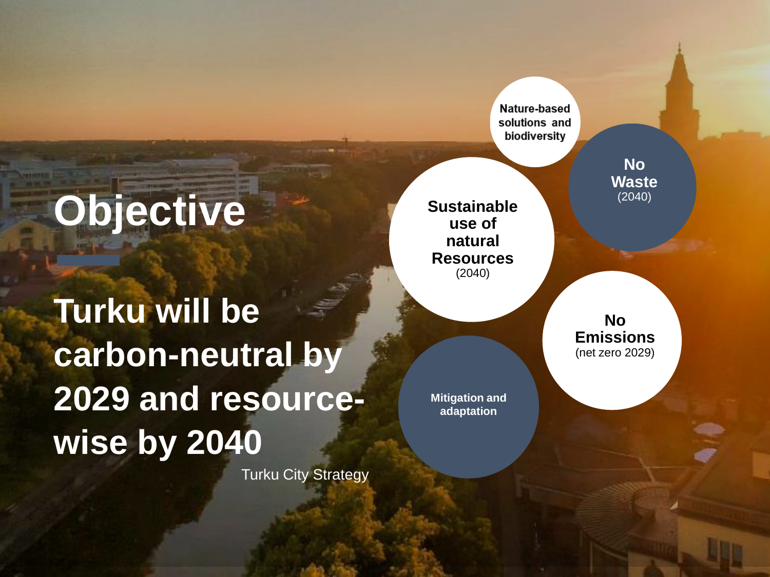# Objective

## Turku will be carbon-neutral by 2029 and resource-wise by 2040

Turku City Strategy

- **Nature-based solutions and biodiversity**
- **No Waste** (2040)
- **Sustainable use of natural Resources** (2040)
- **No Emissions** (net zero 2029)
- **Mitigation and adaptation**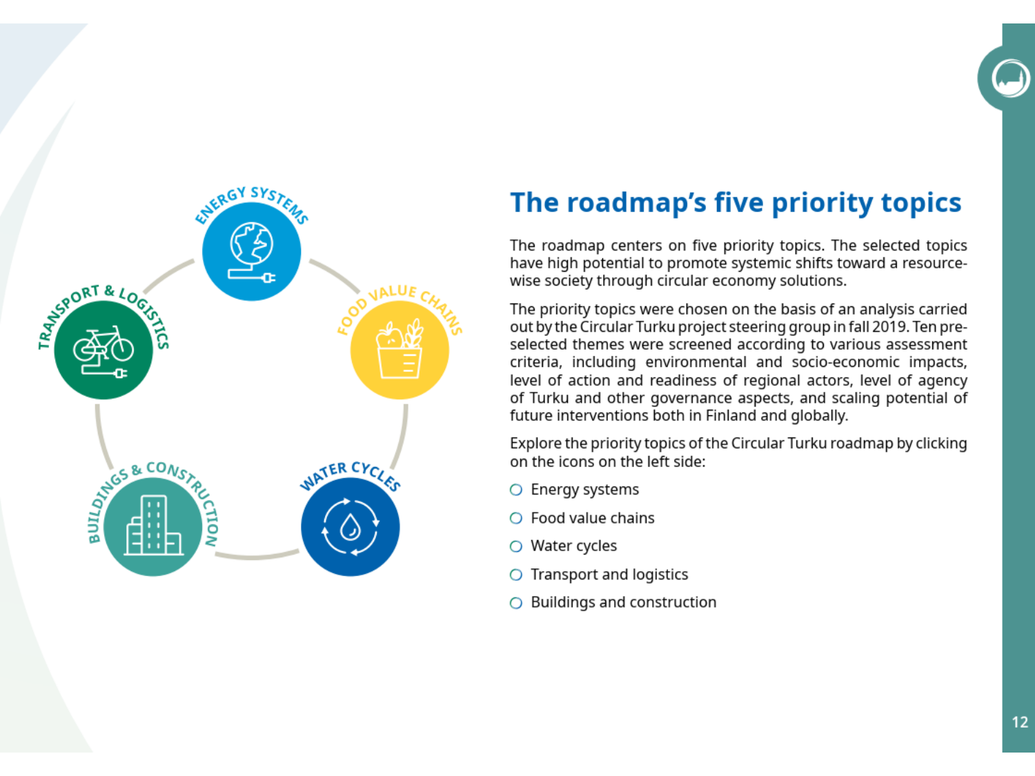## The roadmap's five priority topics

The roadmap centers on five priority topics. The selected topics have high potential to promote systemic shifts toward a resource-wise society through circular economy solutions.

The priority topics were chosen on the basis of an analysis carried out by the Circular Turku project steering group in fall 2019. Ten pre-selected themes were screened according to various assessment criteria, including environmental and socio-economic impacts, level of action and readiness of regional actors, level of agency of Turku and other governance aspects, and scaling potential of future interventions both in Finland and globally.

Explore the priority topics of the Circular Turku roadmap by clicking on the icons on the left side:

- Energy systems
- Food value chains
- Water cycles
- Transport and logistics
- Buildings and construction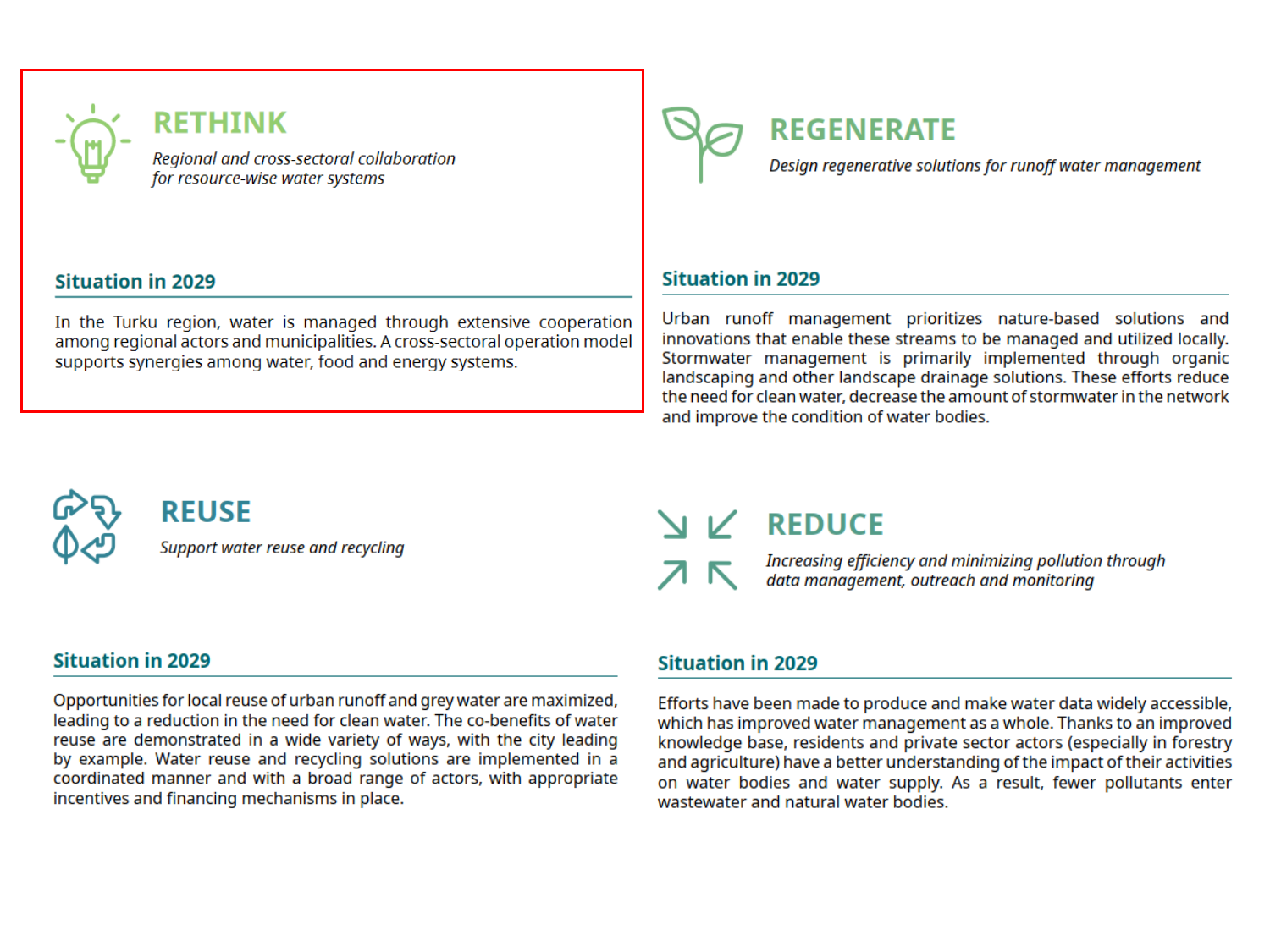## RETHINK

*Regional and cross-sectoral collaboration for resource-wise water systems*

### Situation in 2029

In the Turku region, water is managed through extensive cooperation among regional actors and municipalities. A cross-sectoral operation model supports synergies among water, food and energy systems.

## REGENERATE

*Design regenerative solutions for runoff water management*

### Situation in 2029

Urban runoff management prioritizes nature-based solutions and innovations that enable these streams to be managed and utilized locally. Stormwater management is primarily implemented through organic landscaping and other landscape drainage solutions. These efforts reduce the need for clean water, decrease the amount of stormwater in the network and improve the condition of water bodies.

## REUSE

*Support water reuse and recycling*

### Situation in 2029

Opportunities for local reuse of urban runoff and grey water are maximized, leading to a reduction in the need for clean water. The co-benefits of water reuse are demonstrated in a wide variety of ways, with the city leading by example. Water reuse and recycling solutions are implemented in a coordinated manner and with a broad range of actors, with appropriate incentives and financing mechanisms in place.

## REDUCE

*Increasing efficiency and minimizing pollution through data management, outreach and monitoring*

### Situation in 2029

Efforts have been made to produce and make water data widely accessible, which has improved water management as a whole. Thanks to an improved knowledge base, residents and private sector actors (especially in forestry and agriculture) have a better understanding of the impact of their activities on water bodies and water supply. As a result, fewer pollutants enter wastewater and natural water bodies.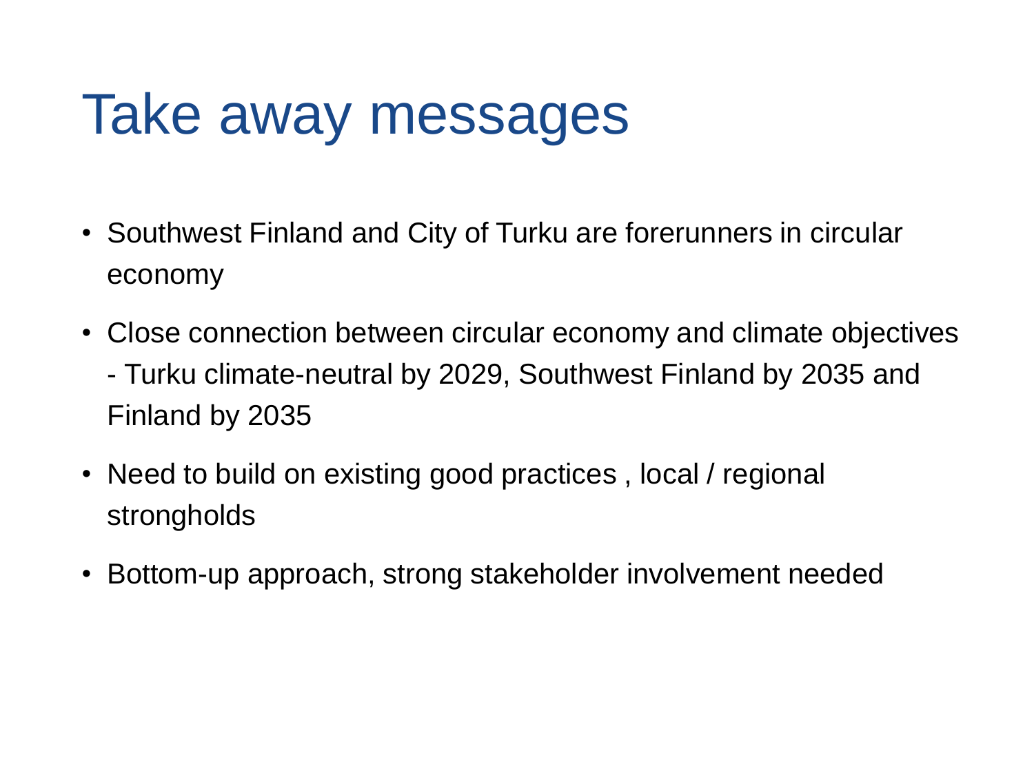# Take away messages

- Southwest Finland and City of Turku are forerunners in circular economy
- Close connection between circular economy and climate objectives - Turku climate-neutral by 2029, Southwest Finland by 2035 and Finland by 2035
- Need to build on existing good practices , local / regional strongholds
- Bottom-up approach, strong stakeholder involvement needed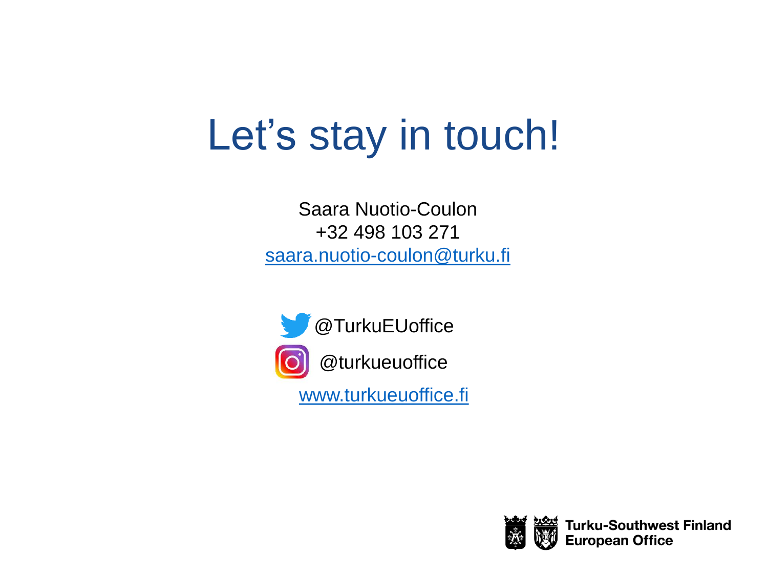# Let's stay in touch!

Saara Nuotio-Coulon
+32 498 103 271
saara.nuotio-coulon@turku.fi

@TurkuEUoffice
@turkueuoffice
www.turkueuoffice.fi

**Turku-Southwest Finland**
**European Office**